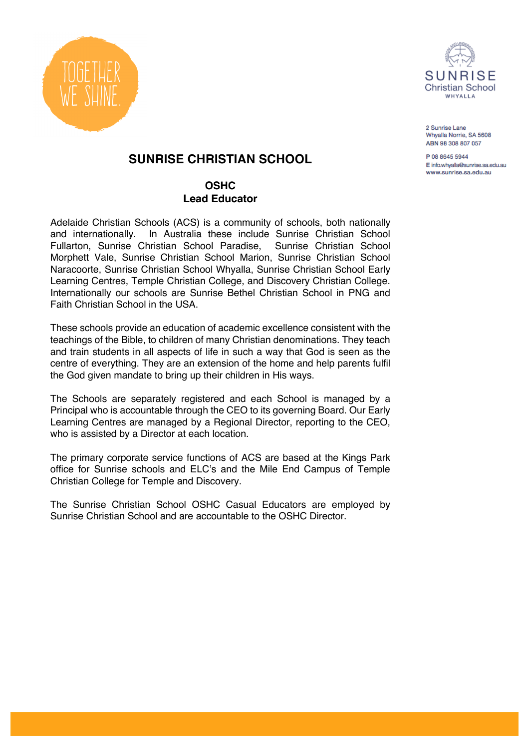TOGETHER WE SHINE.

SUNRISE Christian School WHYALLA

2 Sunrise Lane
Whyalla Norrie, SA 5608
ABN 98 308 807 057

P 08 8645 5944
E info.whyalla@sunrise.sa.edu.au
www.sunrise.sa.edu.au

# SUNRISE CHRISTIAN SCHOOL

## OSHC
## Lead Educator

Adelaide Christian Schools (ACS) is a community of schools, both nationally and internationally. In Australia these include Sunrise Christian School Fullarton, Sunrise Christian School Paradise, Sunrise Christian School Morphett Vale, Sunrise Christian School Marion, Sunrise Christian School Naracoorte, Sunrise Christian School Whyalla, Sunrise Christian School Early Learning Centres, Temple Christian College, and Discovery Christian College. Internationally our schools are Sunrise Bethel Christian School in PNG and Faith Christian School in the USA.

These schools provide an education of academic excellence consistent with the teachings of the Bible, to children of many Christian denominations. They teach and train students in all aspects of life in such a way that God is seen as the centre of everything. They are an extension of the home and help parents fulfil the God given mandate to bring up their children in His ways.

The Schools are separately registered and each School is managed by a Principal who is accountable through the CEO to its governing Board. Our Early Learning Centres are managed by a Regional Director, reporting to the CEO, who is assisted by a Director at each location.

The primary corporate service functions of ACS are based at the Kings Park office for Sunrise schools and ELC's and the Mile End Campus of Temple Christian College for Temple and Discovery.

The Sunrise Christian School OSHC Casual Educators are employed by Sunrise Christian School and are accountable to the OSHC Director.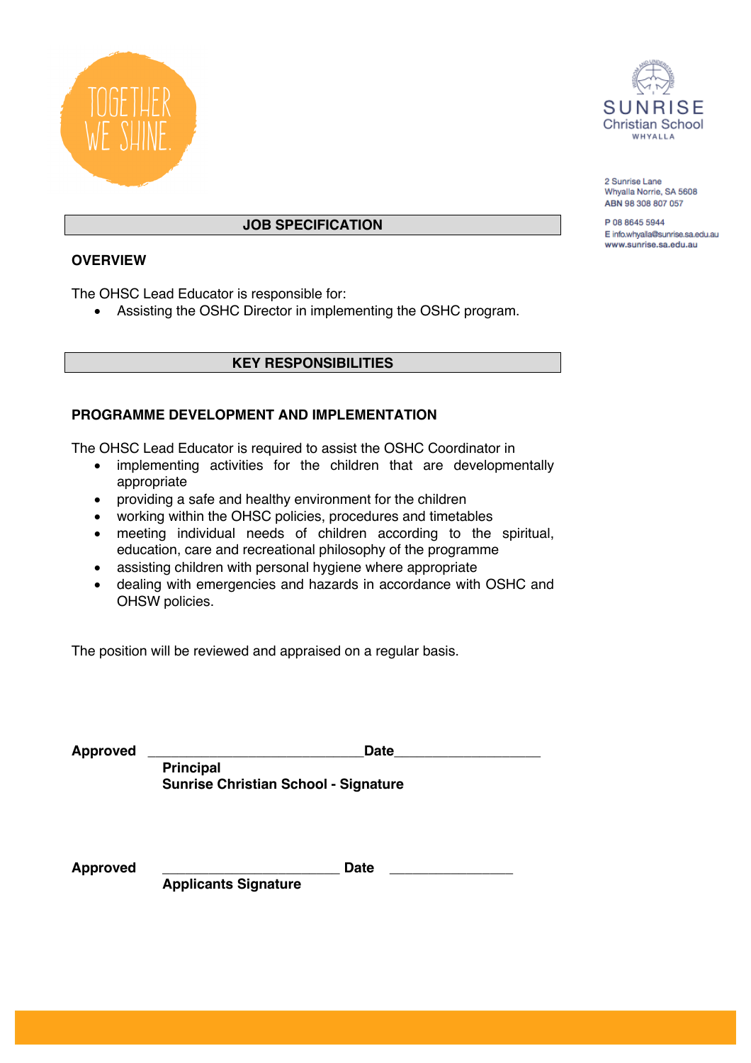## JOB SPECIFICATION

### OVERVIEW

The OHSC Lead Educator is responsible for:

- Assisting the OSHC Director in implementing the OSHC program.

## KEY RESPONSIBILITIES

### PROGRAMME DEVELOPMENT AND IMPLEMENTATION

The OHSC Lead Educator is required to assist the OSHC Coordinator in

- implementing activities for the children that are developmentally appropriate
- providing a safe and healthy environment for the children
- working within the OHSC policies, procedures and timetables
- meeting individual needs of children according to the spiritual, education, care and recreational philosophy of the programme
- assisting children with personal hygiene where appropriate
- dealing with emergencies and hazards in accordance with OSHC and OHSW policies.

The position will be reviewed and appraised on a regular basis.

**Approved** ____________________________**Date**___________________
**Principal**
**Sunrise Christian School - Signature**

**Approved** ________________________ **Date** ________________
**Applicants Signature**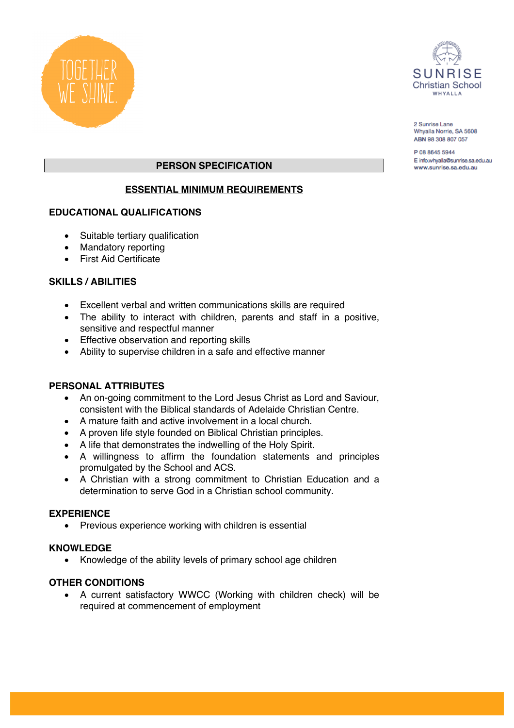TOGETHER WE SHINE.

SUNRISE Christian School WHYALLA

2 Sunrise Lane
Whyalla Norrie, SA 5608
ABN 98 308 807 057

P 08 8645 5944
E info.whyalla@sunrise.sa.edu.au
www.sunrise.sa.edu.au

## PERSON SPECIFICATION

### ESSENTIAL MINIMUM REQUIREMENTS

**EDUCATIONAL QUALIFICATIONS**

- Suitable tertiary qualification
- Mandatory reporting
- First Aid Certificate

**SKILLS / ABILITIES**

- Excellent verbal and written communications skills are required
- The ability to interact with children, parents and staff in a positive, sensitive and respectful manner
- Effective observation and reporting skills
- Ability to supervise children in a safe and effective manner

**PERSONAL ATTRIBUTES**

- An on-going commitment to the Lord Jesus Christ as Lord and Saviour, consistent with the Biblical standards of Adelaide Christian Centre.
- A mature faith and active involvement in a local church.
- A proven life style founded on Biblical Christian principles.
- A life that demonstrates the indwelling of the Holy Spirit.
- A willingness to affirm the foundation statements and principles promulgated by the School and ACS.
- A Christian with a strong commitment to Christian Education and a determination to serve God in a Christian school community.

**EXPERIENCE**

- Previous experience working with children is essential

**KNOWLEDGE**

- Knowledge of the ability levels of primary school age children

**OTHER CONDITIONS**

- A current satisfactory WWCC (Working with children check) will be required at commencement of employment